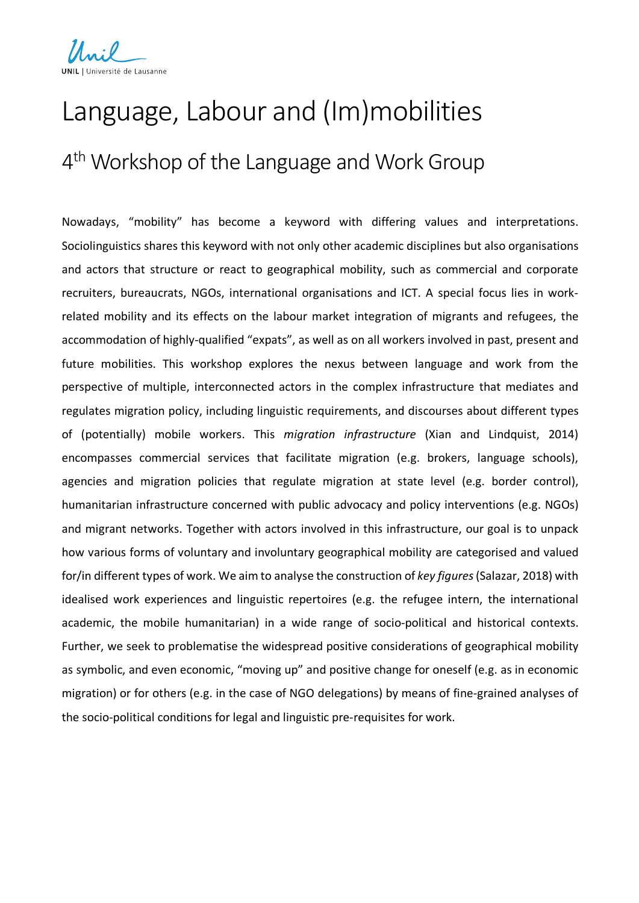# Language, Labour and (Im)mobilities

## 4th Workshop of the Language and Work Group

Nowadays, "mobility" has become a keyword with differing values and interpretations. Sociolinguistics shares this keyword with not only other academic disciplines but also organisations and actors that structure or react to geographical mobility, such as commercial and corporate recruiters, bureaucrats, NGOs, international organisations and ICT. A special focus lies in work-related mobility and its effects on the labour market integration of migrants and refugees, the accommodation of highly-qualified "expats", as well as on all workers involved in past, present and future mobilities. This workshop explores the nexus between language and work from the perspective of multiple, interconnected actors in the complex infrastructure that mediates and regulates migration policy, including linguistic requirements, and discourses about different types of (potentially) mobile workers. This *migration infrastructure* (Xian and Lindquist, 2014) encompasses commercial services that facilitate migration (e.g. brokers, language schools), agencies and migration policies that regulate migration at state level (e.g. border control), humanitarian infrastructure concerned with public advocacy and policy interventions (e.g. NGOs) and migrant networks. Together with actors involved in this infrastructure, our goal is to unpack how various forms of voluntary and involuntary geographical mobility are categorised and valued for/in different types of work. We aim to analyse the construction of *key figures* (Salazar, 2018) with idealised work experiences and linguistic repertoires (e.g. the refugee intern, the international academic, the mobile humanitarian) in a wide range of socio-political and historical contexts. Further, we seek to problematise the widespread positive considerations of geographical mobility as symbolic, and even economic, "moving up" and positive change for oneself (e.g. as in economic migration) or for others (e.g. in the case of NGO delegations) by means of fine-grained analyses of the socio-political conditions for legal and linguistic pre-requisites for work.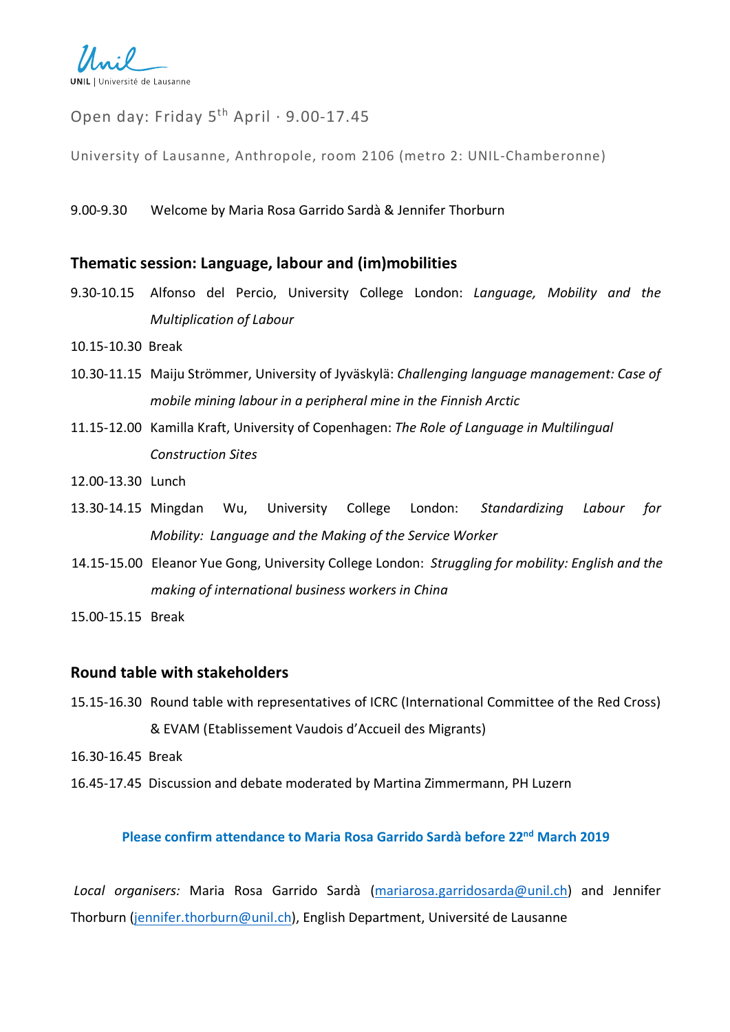UNIL | Université de Lausanne

Open day: Friday 5th April · 9.00-17.45

University of Lausanne, Anthropole, room 2106 (metro 2: UNIL-Chamberonne)

9.00-9.30 Welcome by Maria Rosa Garrido Sardà & Jennifer Thorburn

## Thematic session: Language, labour and (im)mobilities

9.30-10.15 Alfonso del Percio, University College London: *Language, Mobility and the Multiplication of Labour*

10.15-10.30 Break

10.30-11.15 Maiju Strömmer, University of Jyväskylä: *Challenging language management: Case of mobile mining labour in a peripheral mine in the Finnish Arctic*

11.15-12.00 Kamilla Kraft, University of Copenhagen: *The Role of Language in Multilingual Construction Sites*

12.00-13.30 Lunch

13.30-14.15 Mingdan Wu, University College London: *Standardizing Labour for Mobility: Language and the Making of the Service Worker*

14.15-15.00 Eleanor Yue Gong, University College London: *Struggling for mobility: English and the making of international business workers in China*

15.00-15.15 Break

## Round table with stakeholders

15.15-16.30 Round table with representatives of ICRC (International Committee of the Red Cross) & EVAM (Etablissement Vaudois d'Accueil des Migrants)

16.30-16.45 Break

16.45-17.45 Discussion and debate moderated by Martina Zimmermann, PH Luzern

**Please confirm attendance to Maria Rosa Garrido Sardà before 22nd March 2019**

*Local organisers:* Maria Rosa Garrido Sardà (mariarosa.garridosarda@unil.ch) and Jennifer Thorburn (jennifer.thorburn@unil.ch), English Department, Université de Lausanne